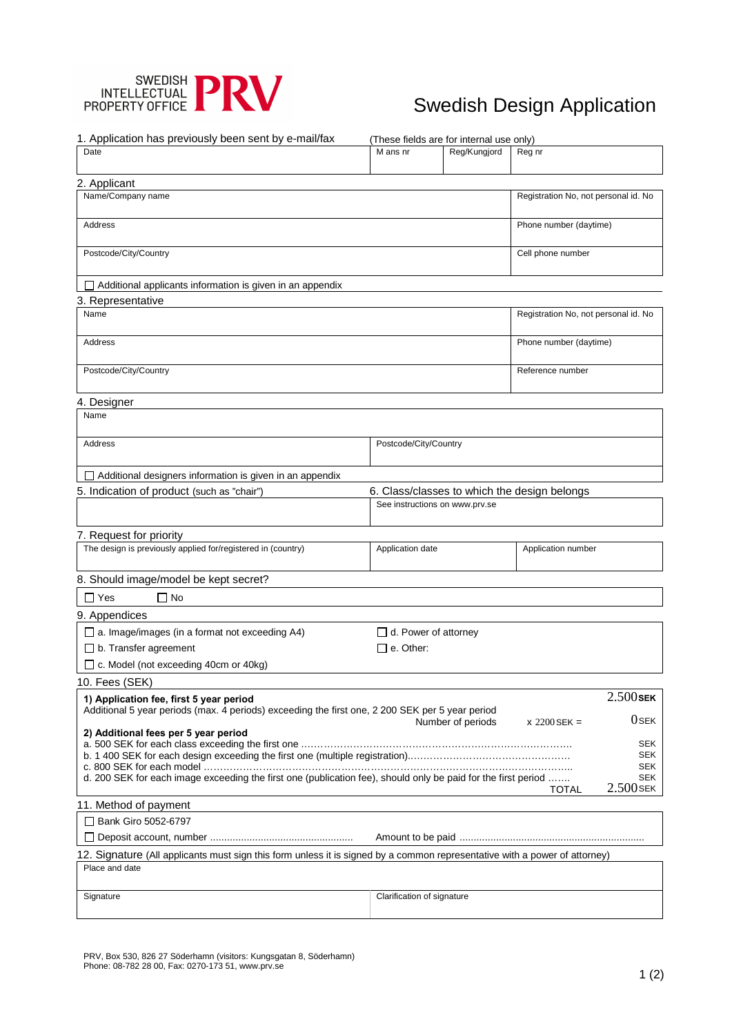SWEDISH INTELLECTUAL PROPERTY OFFICE **PRV**

# Swedish Design Application

## 1. Application has previously been sent by e-mail/fax

(These fields are for internal use only)

| Date | M ans nr | Reg/Kungjord | Reg nr |
|---|---|---|---|
| | | | |

## 2. Applicant

| Name/Company name | Registration No, not personal id. No |
|---|---|
| Address | Phone number (daytime) |
| Postcode/City/Country | Cell phone number |

☐ Additional applicants information is given in an appendix

## 3. Representative

| Name | Registration No, not personal id. No |
|---|---|
| Address | Phone number (daytime) |
| Postcode/City/Country | Reference number |

## 4. Designer

| Name | |
|---|---|
| Address | Postcode/City/Country |

☐ Additional designers information is given in an appendix

| 5. Indication of product (such as "chair") | 6. Class/classes to which the design belongs |
|---|---|
| | See instructions on www.prv.se |

## 7. Request for priority

| The design is previously applied for/registered in (country) | Application date | Application number |
|---|---|---|
| | | |

## 8. Should image/model be kept secret?

☐ Yes ☐ No

## 9. Appendices

☐ a. Image/images (in a format not exceeding A4)
☐ b. Transfer agreement
☐ c. Model (not exceeding 40cm or 40kg)
☐ d. Power of attorney
☐ e. Other:

## 10. Fees (SEK)

**1) Application fee, first 5 year period** — 2.500 **SEK**

Additional 5 year periods (max. 4 periods) exceeding the first one, 2 200 SEK per 5 year period
Number of periods x 2200 SEK = 0 SEK

**2) Additional fees per 5 year period**

a. 500 SEK for each class exceeding the first one ............ SEK
b. 1 400 SEK for each design exceeding the first one (multiple registration)............ SEK
c. 800 SEK for each model ............ SEK
d. 200 SEK for each image exceeding the first one (publication fee), should only be paid for the first period ....... SEK

TOTAL 2.500 SEK

## 11. Method of payment

☐ Bank Giro 5052-6797
☐ Deposit account, number .................................................. Amount to be paid .................................................................

## 12. Signature (All applicants must sign this form unless it is signed by a common representative with a power of attorney)

| Place and date | |
|---|---|
| Signature | Clarification of signature |

PRV, Box 530, 826 27 Söderhamn (visitors: Kungsgatan 8, Söderhamn)
Phone: 08-782 28 00, Fax: 0270-173 51, www.prv.se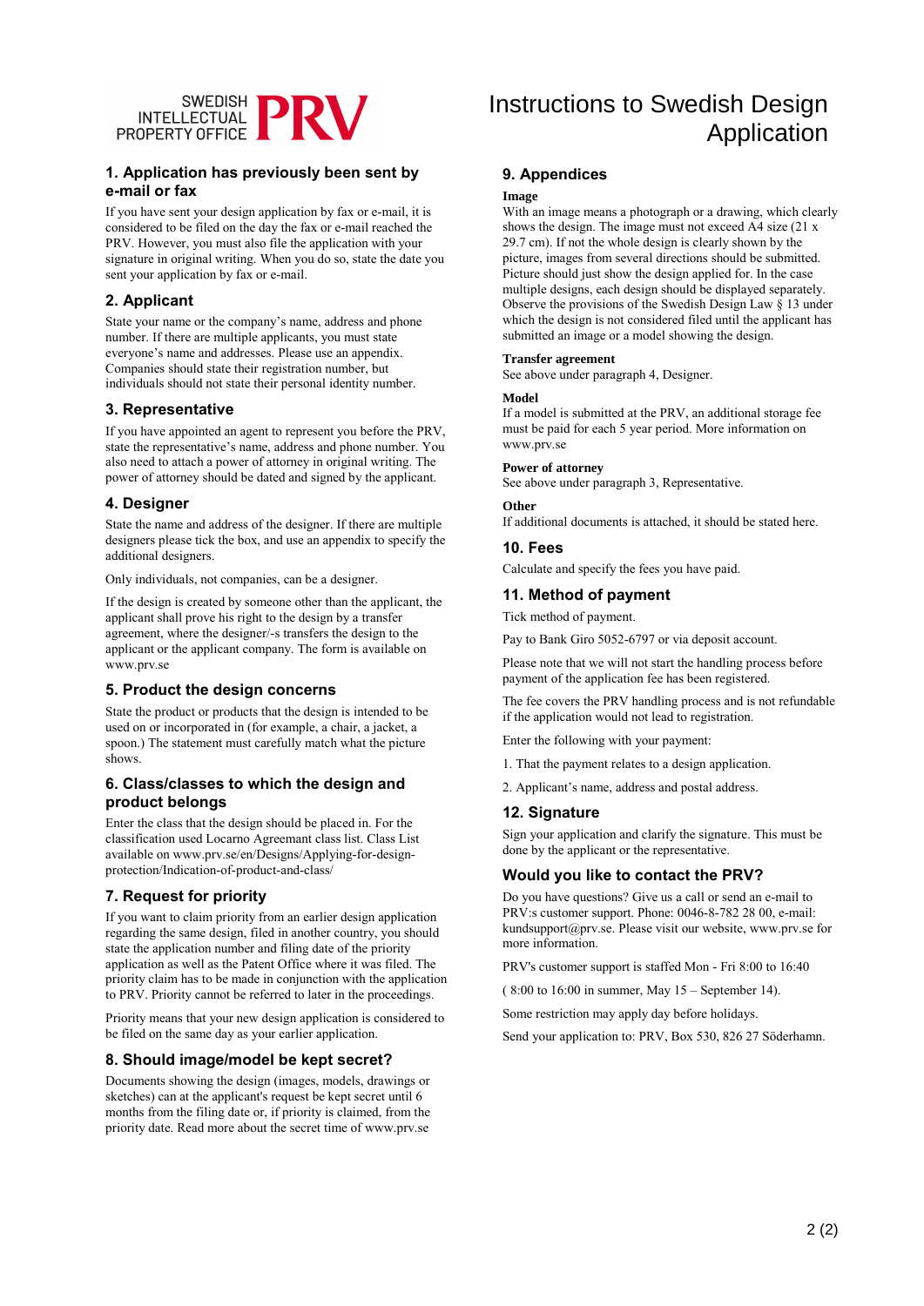SWEDISH INTELLECTUAL PROPERTY OFFICE **PRV**

# Instructions to Swedish Design Application

## 1. Application has previously been sent by e-mail or fax

If you have sent your design application by fax or e-mail, it is considered to be filed on the day the fax or e-mail reached the PRV. However, you must also file the application with your signature in original writing. When you do so, state the date you sent your application by fax or e-mail.

## 2. Applicant

State your name or the company's name, address and phone number. If there are multiple applicants, you must state everyone's name and addresses. Please use an appendix. Companies should state their registration number, but individuals should not state their personal identity number.

## 3. Representative

If you have appointed an agent to represent you before the PRV, state the representative's name, address and phone number. You also need to attach a power of attorney in original writing. The power of attorney should be dated and signed by the applicant.

## 4. Designer

State the name and address of the designer. If there are multiple designers please tick the box, and use an appendix to specify the additional designers.

Only individuals, not companies, can be a designer.

If the design is created by someone other than the applicant, the applicant shall prove his right to the design by a transfer agreement, where the designer/-s transfers the design to the applicant or the applicant company. The form is available on www.prv.se

## 5. Product the design concerns

State the product or products that the design is intended to be used on or incorporated in (for example, a chair, a jacket, a spoon.) The statement must carefully match what the picture shows.

## 6. Class/classes to which the design and product belongs

Enter the class that the design should be placed in. For the classification used Locarno Agreemant class list. Class List available on www.prv.se/en/Designs/Applying-for-design-protection/Indication-of-product-and-class/

## 7. Request for priority

If you want to claim priority from an earlier design application regarding the same design, filed in another country, you should state the application number and filing date of the priority application as well as the Patent Office where it was filed. The priority claim has to be made in conjunction with the application to PRV. Priority cannot be referred to later in the proceedings.

Priority means that your new design application is considered to be filed on the same day as your earlier application.

## 8. Should image/model be kept secret?

Documents showing the design (images, models, drawings or sketches) can at the applicant's request be kept secret until 6 months from the filing date or, if priority is claimed, from the priority date. Read more about the secret time of www.prv.se

## 9. Appendices

**Image**
With an image means a photograph or a drawing, which clearly shows the design. The image must not exceed A4 size (21 x 29.7 cm). If not the whole design is clearly shown by the picture, images from several directions should be submitted. Picture should just show the design applied for. In the case multiple designs, each design should be displayed separately. Observe the provisions of the Swedish Design Law § 13 under which the design is not considered filed until the applicant has submitted an image or a model showing the design.

**Transfer agreement**
See above under paragraph 4, Designer.

**Model**
If a model is submitted at the PRV, an additional storage fee must be paid for each 5 year period. More information on www.prv.se

**Power of attorney**
See above under paragraph 3, Representative.

**Other**
If additional documents is attached, it should be stated here.

## 10. Fees

Calculate and specify the fees you have paid.

## 11. Method of payment

Tick method of payment.

Pay to Bank Giro 5052-6797 or via deposit account.

Please note that we will not start the handling process before payment of the application fee has been registered.

The fee covers the PRV handling process and is not refundable if the application would not lead to registration.

Enter the following with your payment:

1. That the payment relates to a design application.

2. Applicant's name, address and postal address.

## 12. Signature

Sign your application and clarify the signature. This must be done by the applicant or the representative.

## Would you like to contact the PRV?

Do you have questions? Give us a call or send an e-mail to PRV:s customer support. Phone: 0046-8-782 28 00, e-mail: kundsupport@prv.se. Please visit our website, www.prv.se for more information.

PRV's customer support is staffed Mon - Fri 8:00 to 16:40

( 8:00 to 16:00 in summer, May 15 – September 14).

Some restriction may apply day before holidays.

Send your application to: PRV, Box 530, 826 27 Söderhamn.